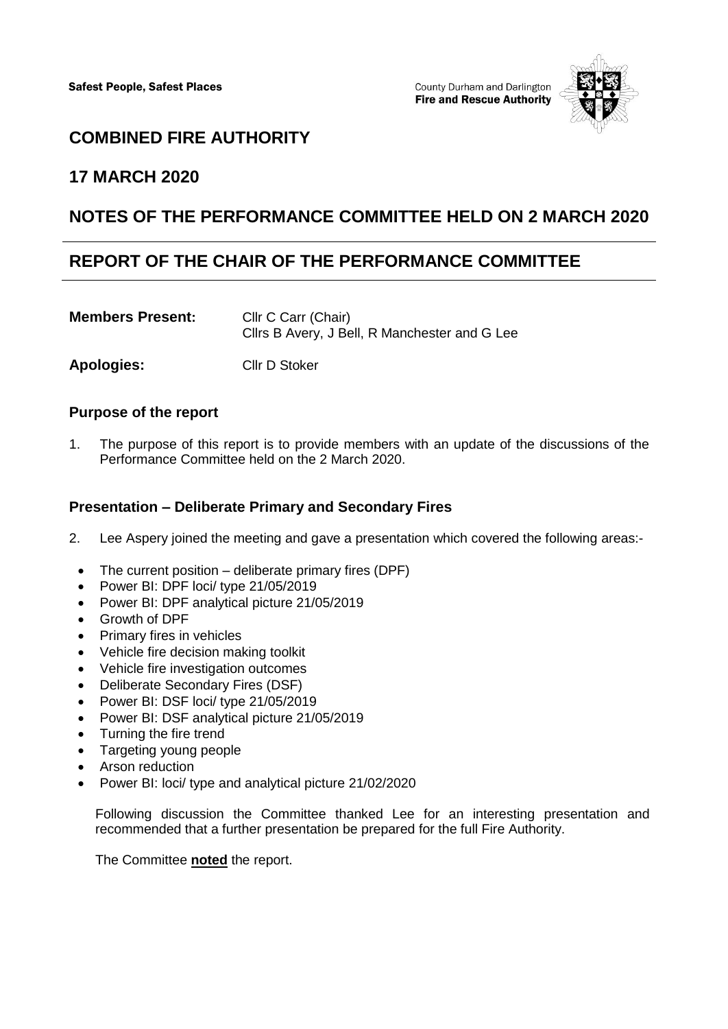Safest People, Safest Places

County Durham and Darlington
**Fire and Rescue Authority**

# COMBINED FIRE AUTHORITY

## 17 MARCH 2020

## NOTES OF THE PERFORMANCE COMMITTEE HELD ON 2 MARCH 2020

## REPORT OF THE CHAIR OF THE PERFORMANCE COMMITTEE

**Members Present:** Cllr C Carr (Chair)
Cllrs B Avery, J Bell, R Manchester and G Lee

**Apologies:** Cllr D Stoker

### Purpose of the report

1. The purpose of this report is to provide members with an update of the discussions of the Performance Committee held on the 2 March 2020.

### Presentation – Deliberate Primary and Secondary Fires

2. Lee Aspery joined the meeting and gave a presentation which covered the following areas:-

   - The current position – deliberate primary fires (DPF)
   - Power BI: DPF loci/ type 21/05/2019
   - Power BI: DPF analytical picture 21/05/2019
   - Growth of DPF
   - Primary fires in vehicles
   - Vehicle fire decision making toolkit
   - Vehicle fire investigation outcomes
   - Deliberate Secondary Fires (DSF)
   - Power BI: DSF loci/ type 21/05/2019
   - Power BI: DSF analytical picture 21/05/2019
   - Turning the fire trend
   - Targeting young people
   - Arson reduction
   - Power BI: loci/ type and analytical picture 21/02/2020

   Following discussion the Committee thanked Lee for an interesting presentation and recommended that a further presentation be prepared for the full Fire Authority.

   The Committee **noted** the report.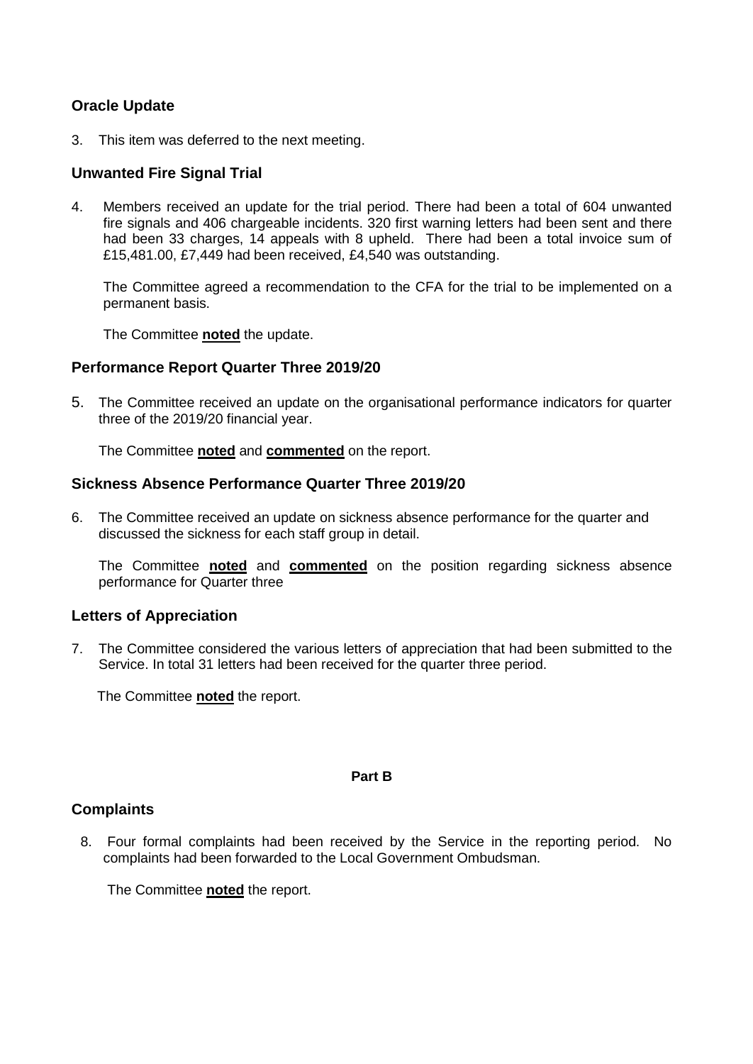## Oracle Update

3. This item was deferred to the next meeting.

## Unwanted Fire Signal Trial

4. Members received an update for the trial period. There had been a total of 604 unwanted fire signals and 406 chargeable incidents. 320 first warning letters had been sent and there had been 33 charges, 14 appeals with 8 upheld. There had been a total invoice sum of £15,481.00, £7,449 had been received, £4,540 was outstanding.

   The Committee agreed a recommendation to the CFA for the trial to be implemented on a permanent basis.

   The Committee **noted** the update.

## Performance Report Quarter Three 2019/20

5. The Committee received an update on the organisational performance indicators for quarter three of the 2019/20 financial year.

   The Committee **noted** and **commented** on the report.

## Sickness Absence Performance Quarter Three 2019/20

6. The Committee received an update on sickness absence performance for the quarter and discussed the sickness for each staff group in detail.

   The Committee **noted** and **commented** on the position regarding sickness absence performance for Quarter three

## Letters of Appreciation

7. The Committee considered the various letters of appreciation that had been submitted to the Service. In total 31 letters had been received for the quarter three period.

   The Committee **noted** the report.

**Part B**

## Complaints

8. Four formal complaints had been received by the Service in the reporting period. No complaints had been forwarded to the Local Government Ombudsman.

   The Committee **noted** the report.